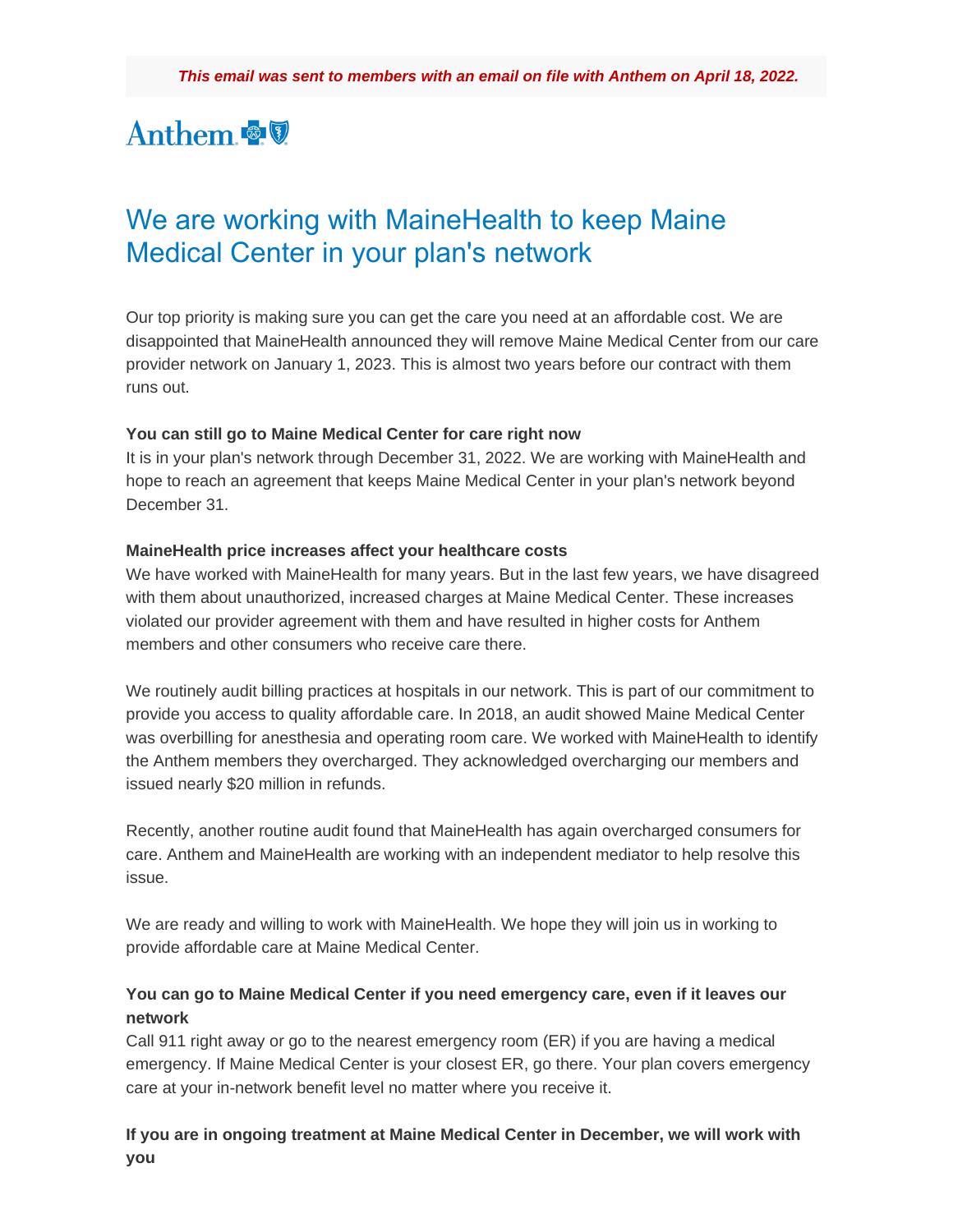***This email was sent to members with an email on file with Anthem on April 18, 2022.***

Anthem

# We are working with MaineHealth to keep Maine Medical Center in your plan's network

Our top priority is making sure you can get the care you need at an affordable cost. We are disappointed that MaineHealth announced they will remove Maine Medical Center from our care provider network on January 1, 2023. This is almost two years before our contract with them runs out.

**You can still go to Maine Medical Center for care right now**
It is in your plan's network through December 31, 2022. We are working with MaineHealth and hope to reach an agreement that keeps Maine Medical Center in your plan's network beyond December 31.

**MaineHealth price increases affect your healthcare costs**
We have worked with MaineHealth for many years. But in the last few years, we have disagreed with them about unauthorized, increased charges at Maine Medical Center. These increases violated our provider agreement with them and have resulted in higher costs for Anthem members and other consumers who receive care there.

We routinely audit billing practices at hospitals in our network. This is part of our commitment to provide you access to quality affordable care. In 2018, an audit showed Maine Medical Center was overbilling for anesthesia and operating room care. We worked with MaineHealth to identify the Anthem members they overcharged. They acknowledged overcharging our members and issued nearly $20 million in refunds.

Recently, another routine audit found that MaineHealth has again overcharged consumers for care. Anthem and MaineHealth are working with an independent mediator to help resolve this issue.

We are ready and willing to work with MaineHealth. We hope they will join us in working to provide affordable care at Maine Medical Center.

**You can go to Maine Medical Center if you need emergency care, even if it leaves our network**
Call 911 right away or go to the nearest emergency room (ER) if you are having a medical emergency. If Maine Medical Center is your closest ER, go there. Your plan covers emergency care at your in-network benefit level no matter where you receive it.

**If you are in ongoing treatment at Maine Medical Center in December, we will work with you**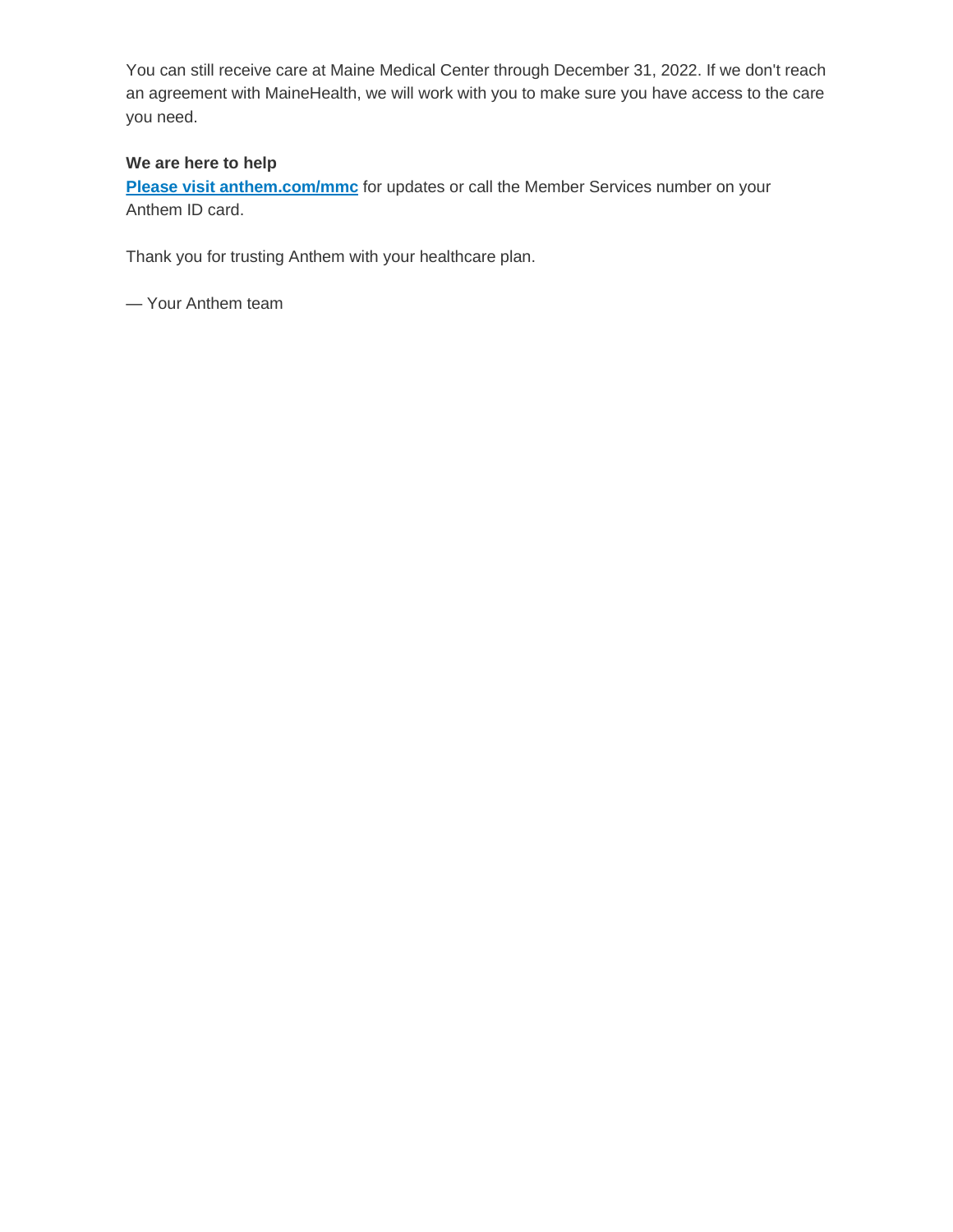You can still receive care at Maine Medical Center through December 31, 2022. If we don't reach an agreement with MaineHealth, we will work with you to make sure you have access to the care you need.

**We are here to help**

**Please visit anthem.com/mmc** for updates or call the Member Services number on your Anthem ID card.

Thank you for trusting Anthem with your healthcare plan.

— Your Anthem team